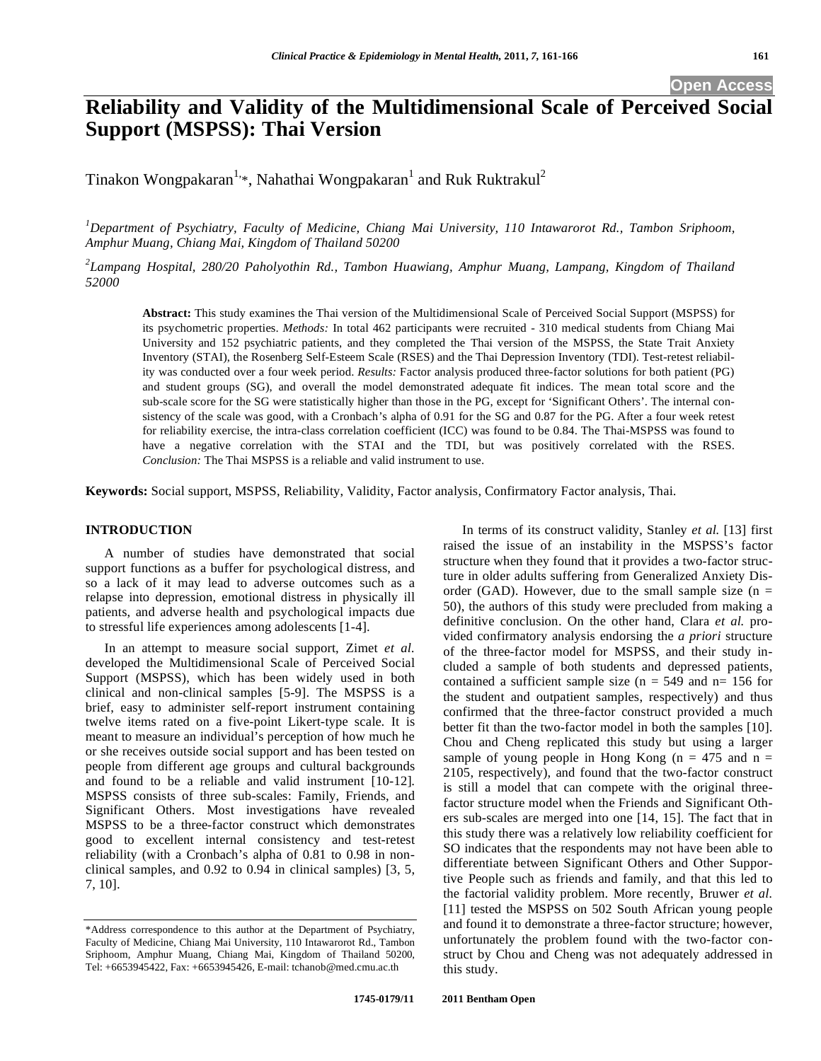Open Access

# Reliability and Validity of the Multidimensional Scale of Perceived Social Support (MSPSS): Thai Version

Tinakon Wongpakaran[1,*], Nahathai Wongpakaran[1] and Ruk Ruktrakul[2]

[1]*Department of Psychiatry, Faculty of Medicine, Chiang Mai University, 110 Intawarorot Rd., Tambon Sriphoom, Amphur Muang, Chiang Mai, Kingdom of Thailand 50200*

[2]*Lampang Hospital, 280/20 Paholyothin Rd., Tambon Huawiang, Amphur Muang, Lampang, Kingdom of Thailand 52000*

**Abstract:** This study examines the Thai version of the Multidimensional Scale of Perceived Social Support (MSPSS) for its psychometric properties. *Methods:* In total 462 participants were recruited - 310 medical students from Chiang Mai University and 152 psychiatric patients, and they completed the Thai version of the MSPSS, the State Trait Anxiety Inventory (STAI), the Rosenberg Self-Esteem Scale (RSES) and the Thai Depression Inventory (TDI). Test-retest reliability was conducted over a four week period. *Results:* Factor analysis produced three-factor solutions for both patient (PG) and student groups (SG), and overall the model demonstrated adequate fit indices. The mean total score and the sub-scale score for the SG were statistically higher than those in the PG, except for 'Significant Others'. The internal consistency of the scale was good, with a Cronbach's alpha of 0.91 for the SG and 0.87 for the PG. After a four week retest for reliability exercise, the intra-class correlation coefficient (ICC) was found to be 0.84. The Thai-MSPSS was found to have a negative correlation with the STAI and the TDI, but was positively correlated with the RSES. *Conclusion:* The Thai MSPSS is a reliable and valid instrument to use.

**Keywords:** Social support, MSPSS, Reliability, Validity, Factor analysis, Confirmatory Factor analysis, Thai.

## INTRODUCTION

A number of studies have demonstrated that social support functions as a buffer for psychological distress, and so a lack of it may lead to adverse outcomes such as a relapse into depression, emotional distress in physically ill patients, and adverse health and psychological impacts due to stressful life experiences among adolescents [1-4].

In an attempt to measure social support, Zimet *et al.* developed the Multidimensional Scale of Perceived Social Support (MSPSS), which has been widely used in both clinical and non-clinical samples [5-9]. The MSPSS is a brief, easy to administer self-report instrument containing twelve items rated on a five-point Likert-type scale. It is meant to measure an individual's perception of how much he or she receives outside social support and has been tested on people from different age groups and cultural backgrounds and found to be a reliable and valid instrument [10-12]. MSPSS consists of three sub-scales: Family, Friends, and Significant Others. Most investigations have revealed MSPSS to be a three-factor construct which demonstrates good to excellent internal consistency and test-retest reliability (with a Cronbach's alpha of 0.81 to 0.98 in non-clinical samples, and 0.92 to 0.94 in clinical samples) [3, 5, 7, 10].

In terms of its construct validity, Stanley *et al.* [13] first raised the issue of an instability in the MSPSS's factor structure when they found that it provides a two-factor structure in older adults suffering from Generalized Anxiety Disorder (GAD). However, due to the small sample size (n = 50), the authors of this study were precluded from making a definitive conclusion. On the other hand, Clara *et al.* provided confirmatory analysis endorsing the *a priori* structure of the three-factor model for MSPSS, and their study included a sample of both students and depressed patients, contained a sufficient sample size (n = 549 and n= 156 for the student and outpatient samples, respectively) and thus confirmed that the three-factor construct provided a much better fit than the two-factor model in both the samples [10]. Chou and Cheng replicated this study but using a larger sample of young people in Hong Kong (n = 475 and n = 2105, respectively), and found that the two-factor construct is still a model that can compete with the original three-factor structure model when the Friends and Significant Others sub-scales are merged into one [14, 15]. The fact that in this study there was a relatively low reliability coefficient for SO indicates that the respondents may not have been able to differentiate between Significant Others and Other Supportive People such as friends and family, and that this led to the factorial validity problem. More recently, Bruwer *et al.* [11] tested the MSPSS on 502 South African young people and found it to demonstrate a three-factor structure; however, unfortunately the problem found with the two-factor construct by Chou and Cheng was not adequately addressed in this study.

*Address correspondence to this author at the Department of Psychiatry, Faculty of Medicine, Chiang Mai University, 110 Intawarorot Rd., Tambon Sriphoom, Amphur Muang, Chiang Mai, Kingdom of Thailand 50200, Tel: +6653945422, Fax: +6653945426, E-mail: tchanob@med.cmu.ac.th

1745-0179/11 2011 Bentham Open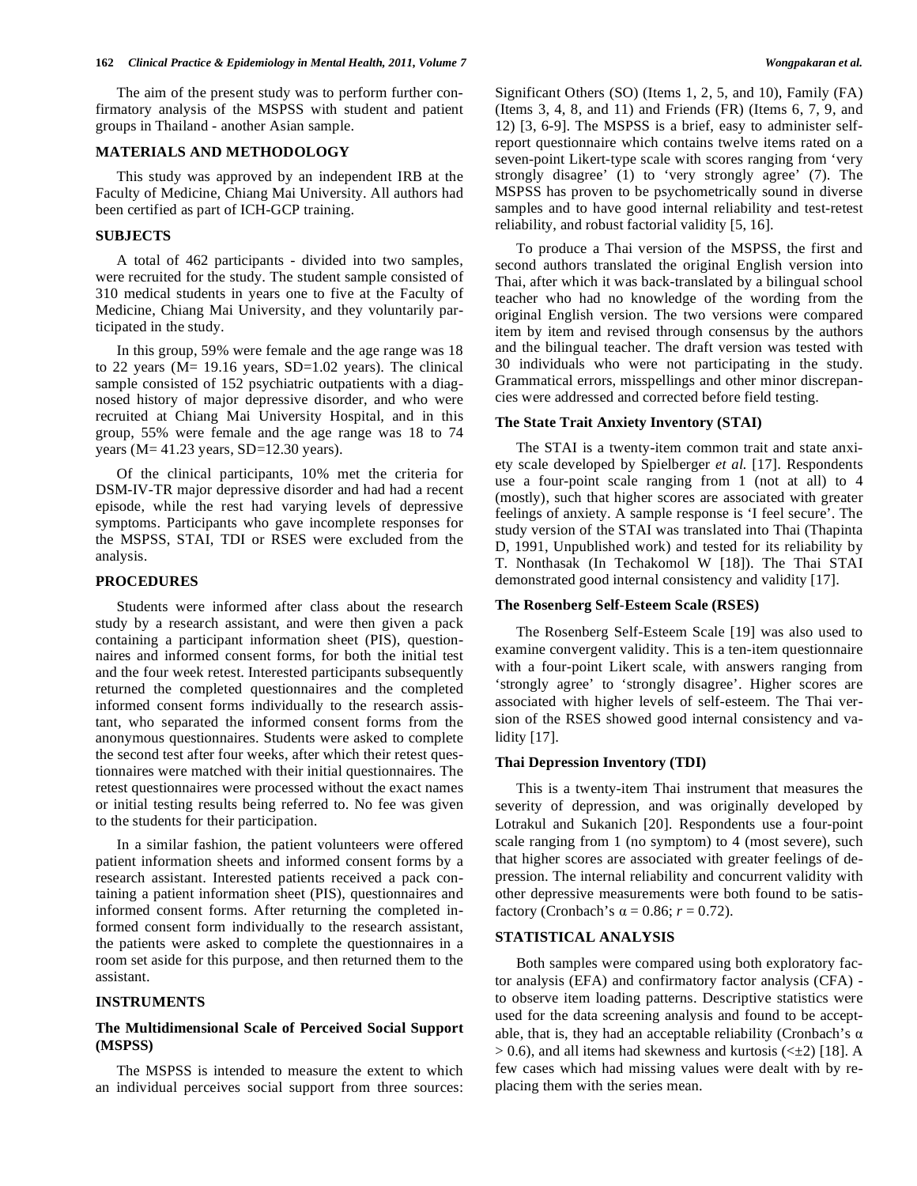The aim of the present study was to perform further confirmatory analysis of the MSPSS with student and patient groups in Thailand - another Asian sample.

## MATERIALS AND METHODOLOGY

This study was approved by an independent IRB at the Faculty of Medicine, Chiang Mai University. All authors had been certified as part of ICH-GCP training.

## SUBJECTS

A total of 462 participants - divided into two samples, were recruited for the study. The student sample consisted of 310 medical students in years one to five at the Faculty of Medicine, Chiang Mai University, and they voluntarily participated in the study.

In this group, 59% were female and the age range was 18 to 22 years (M= 19.16 years, SD=1.02 years). The clinical sample consisted of 152 psychiatric outpatients with a diagnosed history of major depressive disorder, and who were recruited at Chiang Mai University Hospital, and in this group, 55% were female and the age range was 18 to 74 years (M= 41.23 years, SD=12.30 years).

Of the clinical participants, 10% met the criteria for DSM-IV-TR major depressive disorder and had had a recent episode, while the rest had varying levels of depressive symptoms. Participants who gave incomplete responses for the MSPSS, STAI, TDI or RSES were excluded from the analysis.

## PROCEDURES

Students were informed after class about the research study by a research assistant, and were then given a pack containing a participant information sheet (PIS), questionnaires and informed consent forms, for both the initial test and the four week retest. Interested participants subsequently returned the completed questionnaires and the completed informed consent forms individually to the research assistant, who separated the informed consent forms from the anonymous questionnaires. Students were asked to complete the second test after four weeks, after which their retest questionnaires were matched with their initial questionnaires. The retest questionnaires were processed without the exact names or initial testing results being referred to. No fee was given to the students for their participation.

In a similar fashion, the patient volunteers were offered patient information sheets and informed consent forms by a research assistant. Interested patients received a pack containing a patient information sheet (PIS), questionnaires and informed consent forms. After returning the completed informed consent form individually to the research assistant, the patients were asked to complete the questionnaires in a room set aside for this purpose, and then returned them to the assistant.

## INSTRUMENTS

### The Multidimensional Scale of Perceived Social Support (MSPSS)

The MSPSS is intended to measure the extent to which an individual perceives social support from three sources: Significant Others (SO) (Items 1, 2, 5, and 10), Family (FA) (Items 3, 4, 8, and 11) and Friends (FR) (Items 6, 7, 9, and 12) [3, 6-9]. The MSPSS is a brief, easy to administer self-report questionnaire which contains twelve items rated on a seven-point Likert-type scale with scores ranging from 'very strongly disagree' (1) to 'very strongly agree' (7). The MSPSS has proven to be psychometrically sound in diverse samples and to have good internal reliability and test-retest reliability, and robust factorial validity [5, 16].

To produce a Thai version of the MSPSS, the first and second authors translated the original English version into Thai, after which it was back-translated by a bilingual school teacher who had no knowledge of the wording from the original English version. The two versions were compared item by item and revised through consensus by the authors and the bilingual teacher. The draft version was tested with 30 individuals who were not participating in the study. Grammatical errors, misspellings and other minor discrepancies were addressed and corrected before field testing.

### The State Trait Anxiety Inventory (STAI)

The STAI is a twenty-item common trait and state anxiety scale developed by Spielberger *et al.* [17]. Respondents use a four-point scale ranging from 1 (not at all) to 4 (mostly), such that higher scores are associated with greater feelings of anxiety. A sample response is 'I feel secure'. The study version of the STAI was translated into Thai (Thapinta D, 1991, Unpublished work) and tested for its reliability by T. Nonthasak (In Techakomol W [18]). The Thai STAI demonstrated good internal consistency and validity [17].

### The Rosenberg Self-Esteem Scale (RSES)

The Rosenberg Self-Esteem Scale [19] was also used to examine convergent validity. This is a ten-item questionnaire with a four-point Likert scale, with answers ranging from 'strongly agree' to 'strongly disagree'. Higher scores are associated with higher levels of self-esteem. The Thai version of the RSES showed good internal consistency and validity [17].

### Thai Depression Inventory (TDI)

This is a twenty-item Thai instrument that measures the severity of depression, and was originally developed by Lotrakul and Sukanich [20]. Respondents use a four-point scale ranging from 1 (no symptom) to 4 (most severe), such that higher scores are associated with greater feelings of depression. The internal reliability and concurrent validity with other depressive measurements were both found to be satisfactory (Cronbach's $\alpha = 0.86$; $r = 0.72$).

## STATISTICAL ANALYSIS

Both samples were compared using both exploratory factor analysis (EFA) and confirmatory factor analysis (CFA) - to observe item loading patterns. Descriptive statistics were used for the data screening analysis and found to be acceptable, that is, they had an acceptable reliability (Cronbach's $\alpha > 0.6$), and all items had skewness and kurtosis ($<\pm 2$) [18]. A few cases which had missing values were dealt with by replacing them with the series mean.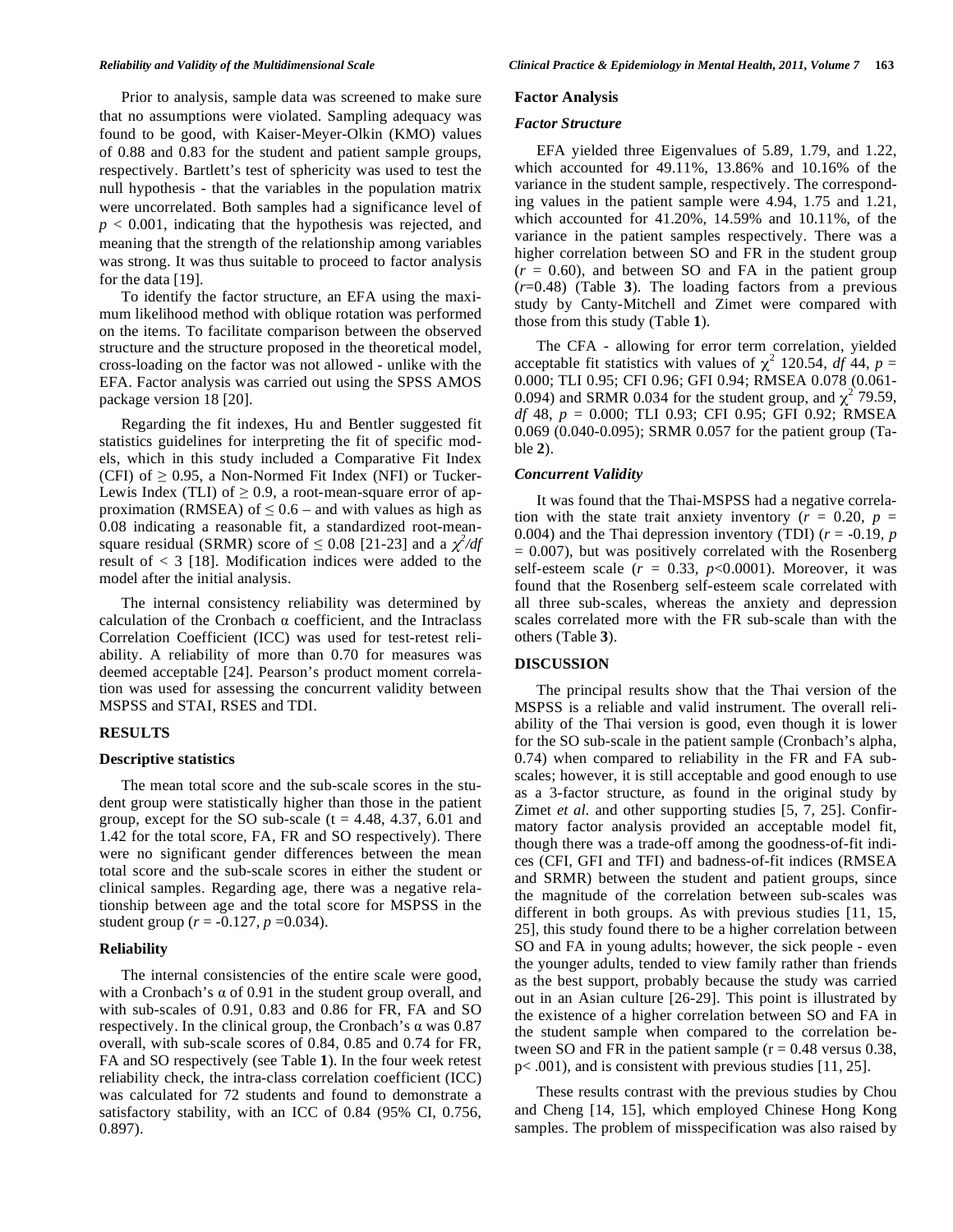Prior to analysis, sample data was screened to make sure that no assumptions were violated. Sampling adequacy was found to be good, with Kaiser-Meyer-Olkin (KMO) values of 0.88 and 0.83 for the student and patient sample groups, respectively. Bartlett's test of sphericity was used to test the null hypothesis - that the variables in the population matrix were uncorrelated. Both samples had a significance level of $p < 0.001$, indicating that the hypothesis was rejected, and meaning that the strength of the relationship among variables was strong. It was thus suitable to proceed to factor analysis for the data [19].

To identify the factor structure, an EFA using the maximum likelihood method with oblique rotation was performed on the items. To facilitate comparison between the observed structure and the structure proposed in the theoretical model, cross-loading on the factor was not allowed - unlike with the EFA. Factor analysis was carried out using the SPSS AMOS package version 18 [20].

Regarding the fit indexes, Hu and Bentler suggested fit statistics guidelines for interpreting the fit of specific models, which in this study included a Comparative Fit Index (CFI) of ≥ 0.95, a Non-Normed Fit Index (NFI) or Tucker-Lewis Index (TLI) of ≥ 0.9, a root-mean-square error of approximation (RMSEA) of ≤ 0.6 – and with values as high as 0.08 indicating a reasonable fit, a standardized root-mean-square residual (SRMR) score of ≤ 0.08 [21-23] and a $\chi^2/df$ result of < 3 [18]. Modification indices were added to the model after the initial analysis.

The internal consistency reliability was determined by calculation of the Cronbach α coefficient, and the Intraclass Correlation Coefficient (ICC) was used for test-retest reliability. A reliability of more than 0.70 for measures was deemed acceptable [24]. Pearson's product moment correlation was used for assessing the concurrent validity between MSPSS and STAI, RSES and TDI.

## RESULTS

### Descriptive statistics

The mean total score and the sub-scale scores in the student group were statistically higher than those in the patient group, except for the SO sub-scale (t = 4.48, 4.37, 6.01 and 1.42 for the total score, FA, FR and SO respectively). There were no significant gender differences between the mean total score and the sub-scale scores in either the student or clinical samples. Regarding age, there was a negative relationship between age and the total score for MSPSS in the student group ($r$ = -0.127, $p$ =0.034).

### Reliability

The internal consistencies of the entire scale were good, with a Cronbach's α of 0.91 in the student group overall, and with sub-scales of 0.91, 0.83 and 0.86 for FR, FA and SO respectively. In the clinical group, the Cronbach's α was 0.87 overall, with sub-scale scores of 0.84, 0.85 and 0.74 for FR, FA and SO respectively (see Table **1**). In the four week retest reliability check, the intra-class correlation coefficient (ICC) was calculated for 72 students and found to demonstrate a satisfactory stability, with an ICC of 0.84 (95% CI, 0.756, 0.897).

### Factor Analysis

#### *Factor Structure*

EFA yielded three Eigenvalues of 5.89, 1.79, and 1.22, which accounted for 49.11%, 13.86% and 10.16% of the variance in the student sample, respectively. The corresponding values in the patient sample were 4.94, 1.75 and 1.21, which accounted for 41.20%, 14.59% and 10.11%, of the variance in the patient samples respectively. There was a higher correlation between SO and FR in the student group ($r$ = 0.60), and between SO and FA in the patient group ($r$=0.48) (Table **3**). The loading factors from a previous study by Canty-Mitchell and Zimet were compared with those from this study (Table **1**).

The CFA - allowing for error term correlation, yielded acceptable fit statistics with values of $\chi^2$ 120.54, $df$ 44, $p$ = 0.000; TLI 0.95; CFI 0.96; GFI 0.94; RMSEA 0.078 (0.061-0.094) and SRMR 0.034 for the student group, and $\chi^2$ 79.59, $df$ 48, $p$ = 0.000; TLI 0.93; CFI 0.95; GFI 0.92; RMSEA 0.069 (0.040-0.095); SRMR 0.057 for the patient group (Table **2**).

#### *Concurrent Validity*

It was found that the Thai-MSPSS had a negative correlation with the state trait anxiety inventory ($r$ = 0.20, $p$ = 0.004) and the Thai depression inventory (TDI) ($r$ = -0.19, $p$ = 0.007), but was positively correlated with the Rosenberg self-esteem scale ($r$ = 0.33, $p$<0.0001). Moreover, it was found that the Rosenberg self-esteem scale correlated with all three sub-scales, whereas the anxiety and depression scales correlated more with the FR sub-scale than with the others (Table **3**).

## DISCUSSION

The principal results show that the Thai version of the MSPSS is a reliable and valid instrument. The overall reliability of the Thai version is good, even though it is lower for the SO sub-scale in the patient sample (Cronbach's alpha, 0.74) when compared to reliability in the FR and FA sub-scales; however, it is still acceptable and good enough to use as a 3-factor structure, as found in the original study by Zimet *et al.* and other supporting studies [5, 7, 25]. Confirmatory factor analysis provided an acceptable model fit, though there was a trade-off among the goodness-of-fit indices (CFI, GFI and TFI) and badness-of-fit indices (RMSEA and SRMR) between the student and patient groups, since the magnitude of the correlation between sub-scales was different in both groups. As with previous studies [11, 15, 25], this study found there to be a higher correlation between SO and FA in young adults; however, the sick people - even the younger adults, tended to view family rather than friends as the best support, probably because the study was carried out in an Asian culture [26-29]. This point is illustrated by the existence of a higher correlation between SO and FA in the student sample when compared to the correlation between SO and FR in the patient sample (r = 0.48 versus 0.38, p< .001), and is consistent with previous studies [11, 25].

These results contrast with the previous studies by Chou and Cheng [14, 15], which employed Chinese Hong Kong samples. The problem of misspecification was also raised by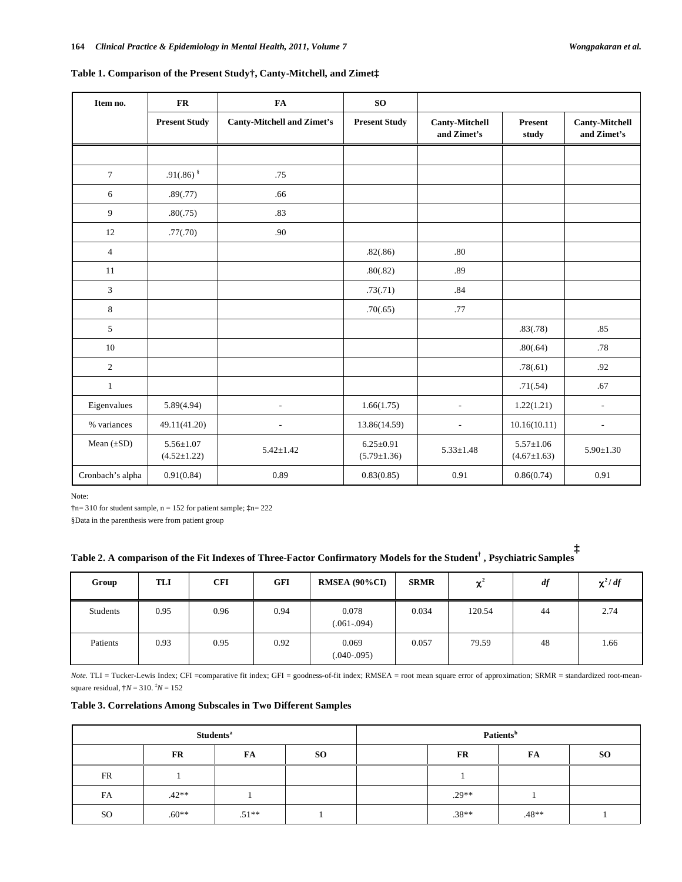**Table 1. Comparison of the Present Study†, Canty-Mitchell, and Zimet‡**

| Item no. | FR | FA | SO | | | |
|---|---|---|---|---|---|---|
| | Present Study | Canty-Mitchell and Zimet's | Present Study | Canty-Mitchell and Zimet's | Present study | Canty-Mitchell and Zimet's |
| | | | | | | |
| 7 | .91(.86) § | .75 | | | | |
| 6 | .89(.77) | .66 | | | | |
| 9 | .80(.75) | .83 | | | | |
| 12 | .77(.70) | .90 | | | | |
| 4 | | | .82(.86) | .80 | | |
| 11 | | | .80(.82) | .89 | | |
| 3 | | | .73(.71) | .84 | | |
| 8 | | | .70(.65) | .77 | | |
| 5 | | | | | .83(.78) | .85 |
| 10 | | | | | .80(.64) | .78 |
| 2 | | | | | .78(.61) | .92 |
| 1 | | | | | .71(.54) | .67 |
| Eigenvalues | 5.89(4.94) | - | 1.66(1.75) | - | 1.22(1.21) | - |
| % variances | 49.11(41.20) | - | 13.86(14.59) | - | 10.16(10.11) | - |
| Mean (±SD) | 5.56±1.07 (4.52±1.22) | 5.42±1.42 | 6.25±0.91 (5.79±1.36) | 5.33±1.48 | 5.57±1.06 (4.67±1.63) | 5.90±1.30 |
| Cronbach's alpha | 0.91(0.84) | 0.89 | 0.83(0.85) | 0.91 | 0.86(0.74) | 0.91 |

Note:

†n= 310 for student sample, n = 152 for patient sample; ‡n= 222

§Data in the parenthesis were from patient group

**Table 2. A comparison of the Fit Indexes of Three-Factor Confirmatory Models for the Student† , Psychiatric Samples‡**

| Group | TLI | CFI | GFI | RMSEA (90%CI) | SRMR | $\chi^2$ | *df* | $\chi^2/df$ |
|---|---|---|---|---|---|---|---|---|
| Students | 0.95 | 0.96 | 0.94 | 0.078 (.061-.094) | 0.034 | 120.54 | 44 | 2.74 |
| Patients | 0.93 | 0.95 | 0.92 | 0.069 (.040-.095) | 0.057 | 79.59 | 48 | 1.66 |

*Note.* TLI = Tucker-Lewis Index; CFI =comparative fit index; GFI = goodness-of-fit index; RMSEA = root mean square error of approximation; SRMR = standardized root-mean-square residual, †*N* = 310. ‡*N* = 152

**Table 3. Correlations Among Subscales in Two Different Samples**

| Students[a] | | | | Patients[b] | | | |
|---|---|---|---|---|---|---|---|
| | FR | FA | SO | | FR | FA | SO |
| FR | 1 | | | | 1 | | |
| FA | .42** | 1 | | | .29** | 1 | |
| SO | .60** | .51** | 1 | | .38** | .48** | 1 |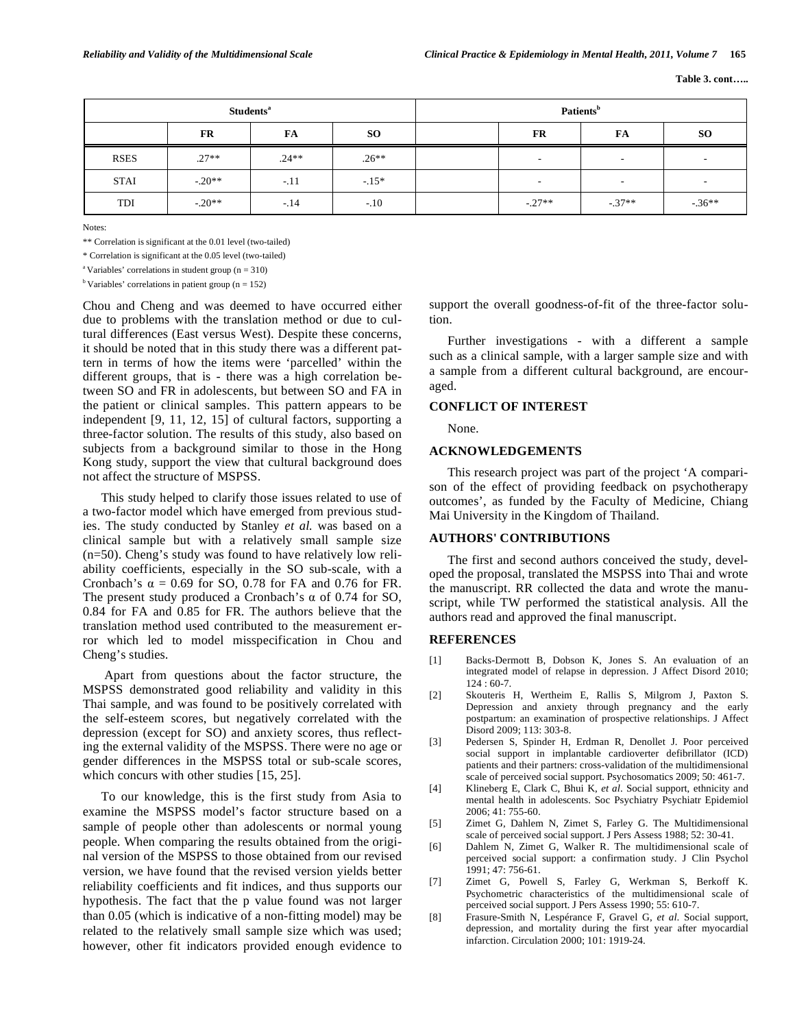**Table 3. cont…..**

| Students[a] | | | | Patients[b] | | | |
|---|---|---|---|---|---|---|---|
| | FR | FA | SO | | FR | FA | SO |
| RSES | .27** | .24** | .26** | | - | - | - |
| STAI | -.20** | -.11 | -.15* | | - | - | - |
| TDI | -.20** | -.14 | -.10 | | -.27** | -.37** | -.36** |

Notes:

** Correlation is significant at the 0.01 level (two-tailed)

* Correlation is significant at the 0.05 level (two-tailed)

[a] Variables' correlations in student group (n = 310)

[b] Variables' correlations in patient group (n = 152)

Chou and Cheng and was deemed to have occurred either due to problems with the translation method or due to cultural differences (East versus West). Despite these concerns, it should be noted that in this study there was a different pattern in terms of how the items were 'parcelled' within the different groups, that is - there was a high correlation between SO and FR in adolescents, but between SO and FA in the patient or clinical samples. This pattern appears to be independent [9, 11, 12, 15] of cultural factors, supporting a three-factor solution. The results of this study, also based on subjects from a background similar to those in the Hong Kong study, support the view that cultural background does not affect the structure of MSPSS.

This study helped to clarify those issues related to use of a two-factor model which have emerged from previous studies. The study conducted by Stanley *et al.* was based on a clinical sample but with a relatively small sample size (n=50). Cheng's study was found to have relatively low reliability coefficients, especially in the SO sub-scale, with a Cronbach's $\alpha$ = 0.69 for SO, 0.78 for FA and 0.76 for FR. The present study produced a Cronbach's $\alpha$ of 0.74 for SO, 0.84 for FA and 0.85 for FR. The authors believe that the translation method used contributed to the measurement error which led to model misspecification in Chou and Cheng's studies.

Apart from questions about the factor structure, the MSPSS demonstrated good reliability and validity in this Thai sample, and was found to be positively correlated with the self-esteem scores, but negatively correlated with the depression (except for SO) and anxiety scores, thus reflecting the external validity of the MSPSS. There were no age or gender differences in the MSPSS total or sub-scale scores, which concurs with other studies [15, 25].

To our knowledge, this is the first study from Asia to examine the MSPSS model's factor structure based on a sample of people other than adolescents or normal young people. When comparing the results obtained from the original version of the MSPSS to those obtained from our revised version, we have found that the revised version yields better reliability coefficients and fit indices, and thus supports our hypothesis. The fact that the p value found was not larger than 0.05 (which is indicative of a non-fitting model) may be related to the relatively small sample size which was used; however, other fit indicators provided enough evidence to support the overall goodness-of-fit of the three-factor solution.

Further investigations - with a different a sample such as a clinical sample, with a larger sample size and with a sample from a different cultural background, are encouraged.

## CONFLICT OF INTEREST

None.

## ACKNOWLEDGEMENTS

This research project was part of the project 'A comparison of the effect of providing feedback on psychotherapy outcomes', as funded by the Faculty of Medicine, Chiang Mai University in the Kingdom of Thailand.

## AUTHORS' CONTRIBUTIONS

The first and second authors conceived the study, developed the proposal, translated the MSPSS into Thai and wrote the manuscript. RR collected the data and wrote the manuscript, while TW performed the statistical analysis. All the authors read and approved the final manuscript.

## REFERENCES

[1] Backs-Dermott B, Dobson K, Jones S. An evaluation of an integrated model of relapse in depression. J Affect Disord 2010; 124 : 60-7.

[2] Skouteris H, Wertheim E, Rallis S, Milgrom J, Paxton S. Depression and anxiety through pregnancy and the early postpartum: an examination of prospective relationships. J Affect Disord 2009; 113: 303-8.

[3] Pedersen S, Spinder H, Erdman R, Denollet J. Poor perceived social support in implantable cardioverter defibrillator (ICD) patients and their partners: cross-validation of the multidimensional scale of perceived social support. Psychosomatics 2009; 50: 461-7.

[4] Klineberg E, Clark C, Bhui K, *et al*. Social support, ethnicity and mental health in adolescents. Soc Psychiatry Psychiatr Epidemiol 2006; 41: 755-60.

[5] Zimet G, Dahlem N, Zimet S, Farley G. The Multidimensional scale of perceived social support. J Pers Assess 1988; 52: 30-41.

[6] Dahlem N, Zimet G, Walker R. The multidimensional scale of perceived social support: a confirmation study. J Clin Psychol 1991; 47: 756-61.

[7] Zimet G, Powell S, Farley G, Werkman S, Berkoff K. Psychometric characteristics of the multidimensional scale of perceived social support. J Pers Assess 1990; 55: 610-7.

[8] Frasure-Smith N, Lespérance F, Gravel G, *et al.* Social support, depression, and mortality during the first year after myocardial infarction. Circulation 2000; 101: 1919-24.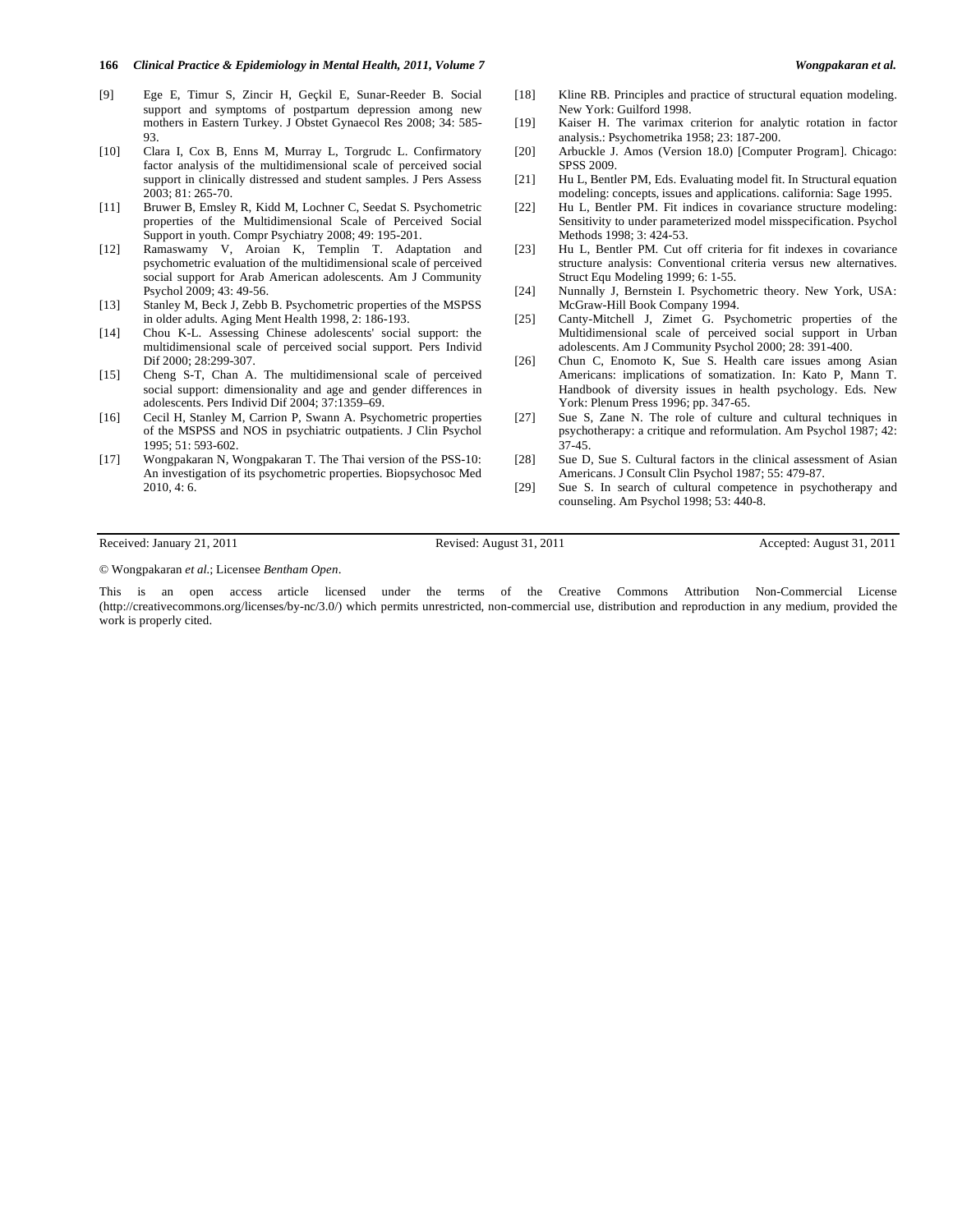[9] Ege E, Timur S, Zincir H, Geçkil E, Sunar-Reeder B. Social support and symptoms of postpartum depression among new mothers in Eastern Turkey. J Obstet Gynaecol Res 2008; 34: 585-93.

[10] Clara I, Cox B, Enns M, Murray L, Torgrudc L. Confirmatory factor analysis of the multidimensional scale of perceived social support in clinically distressed and student samples. J Pers Assess 2003; 81: 265-70.

[11] Bruwer B, Emsley R, Kidd M, Lochner C, Seedat S. Psychometric properties of the Multidimensional Scale of Perceived Social Support in youth. Compr Psychiatry 2008; 49: 195-201.

[12] Ramaswamy V, Aroian K, Templin T. Adaptation and psychometric evaluation of the multidimensional scale of perceived social support for Arab American adolescents. Am J Community Psychol 2009; 43: 49-56.

[13] Stanley M, Beck J, Zebb B. Psychometric properties of the MSPSS in older adults. Aging Ment Health 1998, 2: 186-193.

[14] Chou K-L. Assessing Chinese adolescents' social support: the multidimensional scale of perceived social support. Pers Individ Dif 2000; 28:299-307.

[15] Cheng S-T, Chan A. The multidimensional scale of perceived social support: dimensionality and age and gender differences in adolescents. Pers Individ Dif 2004; 37:1359–69.

[16] Cecil H, Stanley M, Carrion P, Swann A. Psychometric properties of the MSPSS and NOS in psychiatric outpatients. J Clin Psychol 1995; 51: 593-602.

[17] Wongpakaran N, Wongpakaran T. The Thai version of the PSS-10: An investigation of its psychometric properties. Biopsychosoc Med 2010, 4: 6.

[18] Kline RB. Principles and practice of structural equation modeling. New York: Guilford 1998.

[19] Kaiser H. The varimax criterion for analytic rotation in factor analysis.: Psychometrika 1958; 23: 187-200.

[20] Arbuckle J. Amos (Version 18.0) [Computer Program]. Chicago: SPSS 2009.

[21] Hu L, Bentler PM, Eds. Evaluating model fit. In Structural equation modeling: concepts, issues and applications. california: Sage 1995.

[22] Hu L, Bentler PM. Fit indices in covariance structure modeling: Sensitivity to under parameterized model misspecification. Psychol Methods 1998; 3: 424-53.

[23] Hu L, Bentler PM. Cut off criteria for fit indexes in covariance structure analysis: Conventional criteria versus new alternatives. Struct Equ Modeling 1999; 6: 1-55.

[24] Nunnally J, Bernstein I. Psychometric theory. New York, USA: McGraw-Hill Book Company 1994.

[25] Canty-Mitchell J, Zimet G. Psychometric properties of the Multidimensional scale of perceived social support in Urban adolescents. Am J Community Psychol 2000; 28: 391-400.

[26] Chun C, Enomoto K, Sue S. Health care issues among Asian Americans: implications of somatization. In: Kato P, Mann T. Handbook of diversity issues in health psychology. Eds. New York: Plenum Press 1996; pp. 347-65.

[27] Sue S, Zane N. The role of culture and cultural techniques in psychotherapy: a critique and reformulation. Am Psychol 1987; 42: 37-45.

[28] Sue D, Sue S. Cultural factors in the clinical assessment of Asian Americans. J Consult Clin Psychol 1987; 55: 479-87.

[29] Sue S. In search of cultural competence in psychotherapy and counseling. Am Psychol 1998; 53: 440-8.

Received: January 21, 2011 | Revised: August 31, 2011 | Accepted: August 31, 2011

© Wongpakaran *et al.*; Licensee *Bentham Open*.

This is an open access article licensed under the terms of the Creative Commons Attribution Non-Commercial License (http://creativecommons.org/licenses/by-nc/3.0/) which permits unrestricted, non-commercial use, distribution and reproduction in any medium, provided the work is properly cited.